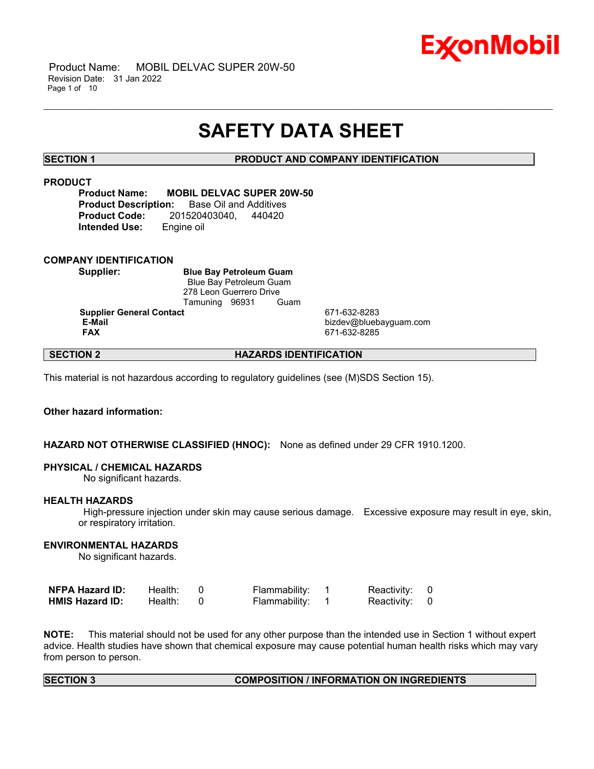# SAFETY DATA SHEET

## SECTION 1 PRODUCT AND COMPANY IDENTIFICATION

### PRODUCT

**Product Name:** **MOBIL DELVAC SUPER 20W-50**
**Product Description:** Base Oil and Additives
**Product Code:** 201520403040, 440420
**Intended Use:** Engine oil

### COMPANY IDENTIFICATION

**Supplier:** **Blue Bay Petroleum Guam**
Blue Bay Petroleum Guam
278 Leon Guerrero Drive
Tamuning 96931 Guam

| | |
|---|---|
| **Supplier General Contact** | 671-632-8283 |
| **E-Mail** | bizdev@bluebayguam.com |
| **FAX** | 671-632-8285 |

## SECTION 2 HAZARDS IDENTIFICATION

This material is not hazardous according to regulatory guidelines (see (M)SDS Section 15).

**Other hazard information:**

**HAZARD NOT OTHERWISE CLASSIFIED (HNOC):** None as defined under 29 CFR 1910.1200.

**PHYSICAL / CHEMICAL HAZARDS**

No significant hazards.

**HEALTH HAZARDS**

High-pressure injection under skin may cause serious damage. Excessive exposure may result in eye, skin, or respiratory irritation.

**ENVIRONMENTAL HAZARDS**

No significant hazards.

| | | | | | | |
|---|---|---|---|---|---|---|
| **NFPA Hazard ID:** | Health: | 0 | Flammability: | 1 | Reactivity: | 0 |
| **HMIS Hazard ID:** | Health: | 0 | Flammability: | 1 | Reactivity: | 0 |

**NOTE:** This material should not be used for any other purpose than the intended use in Section 1 without expert advice. Health studies have shown that chemical exposure may cause potential human health risks which may vary from person to person.

## SECTION 3 COMPOSITION / INFORMATION ON INGREDIENTS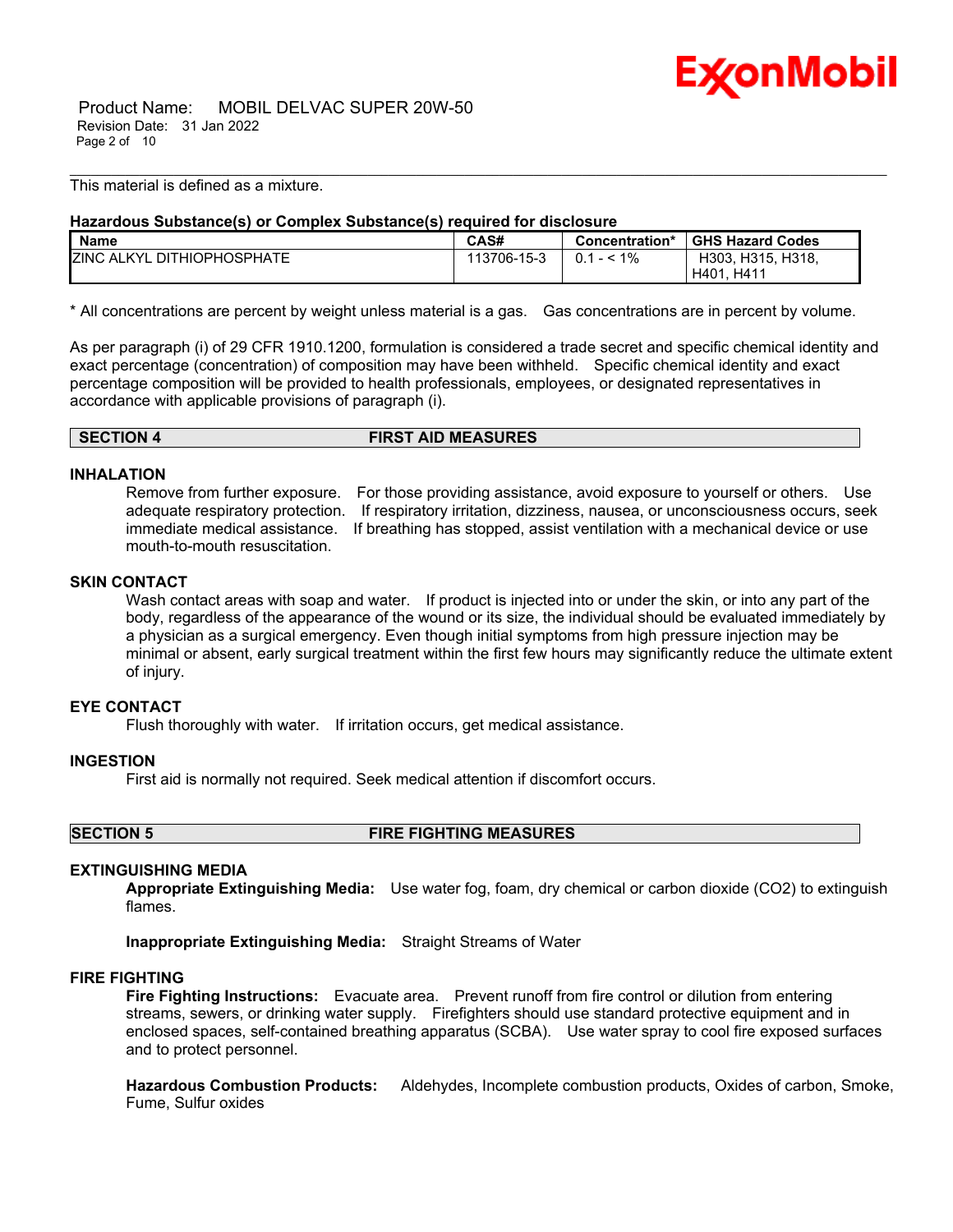This material is defined as a mixture.

**Hazardous Substance(s) or Complex Substance(s) required for disclosure**

| Name | CAS# | Concentration* | GHS Hazard Codes |
|---|---|---|---|
| ZINC ALKYL DITHIOPHOSPHATE | 113706-15-3 | 0.1 - < 1% | H303, H315, H318, H401, H411 |

\* All concentrations are percent by weight unless material is a gas. Gas concentrations are in percent by volume.

As per paragraph (i) of 29 CFR 1910.1200, formulation is considered a trade secret and specific chemical identity and exact percentage (concentration) of composition may have been withheld. Specific chemical identity and exact percentage composition will be provided to health professionals, employees, or designated representatives in accordance with applicable provisions of paragraph (i).

## SECTION 4 FIRST AID MEASURES

### INHALATION

Remove from further exposure. For those providing assistance, avoid exposure to yourself or others. Use adequate respiratory protection. If respiratory irritation, dizziness, nausea, or unconsciousness occurs, seek immediate medical assistance. If breathing has stopped, assist ventilation with a mechanical device or use mouth-to-mouth resuscitation.

### SKIN CONTACT

Wash contact areas with soap and water. If product is injected into or under the skin, or into any part of the body, regardless of the appearance of the wound or its size, the individual should be evaluated immediately by a physician as a surgical emergency. Even though initial symptoms from high pressure injection may be minimal or absent, early surgical treatment within the first few hours may significantly reduce the ultimate extent of injury.

### EYE CONTACT

Flush thoroughly with water. If irritation occurs, get medical assistance.

### INGESTION

First aid is normally not required. Seek medical attention if discomfort occurs.

## SECTION 5 FIRE FIGHTING MEASURES

### EXTINGUISHING MEDIA

**Appropriate Extinguishing Media:** Use water fog, foam, dry chemical or carbon dioxide ($CO_2$) to extinguish flames.

**Inappropriate Extinguishing Media:** Straight Streams of Water

### FIRE FIGHTING

**Fire Fighting Instructions:** Evacuate area. Prevent runoff from fire control or dilution from entering streams, sewers, or drinking water supply. Firefighters should use standard protective equipment and in enclosed spaces, self-contained breathing apparatus (SCBA). Use water spray to cool fire exposed surfaces and to protect personnel.

**Hazardous Combustion Products:** Aldehydes, Incomplete combustion products, Oxides of carbon, Smoke, Fume, Sulfur oxides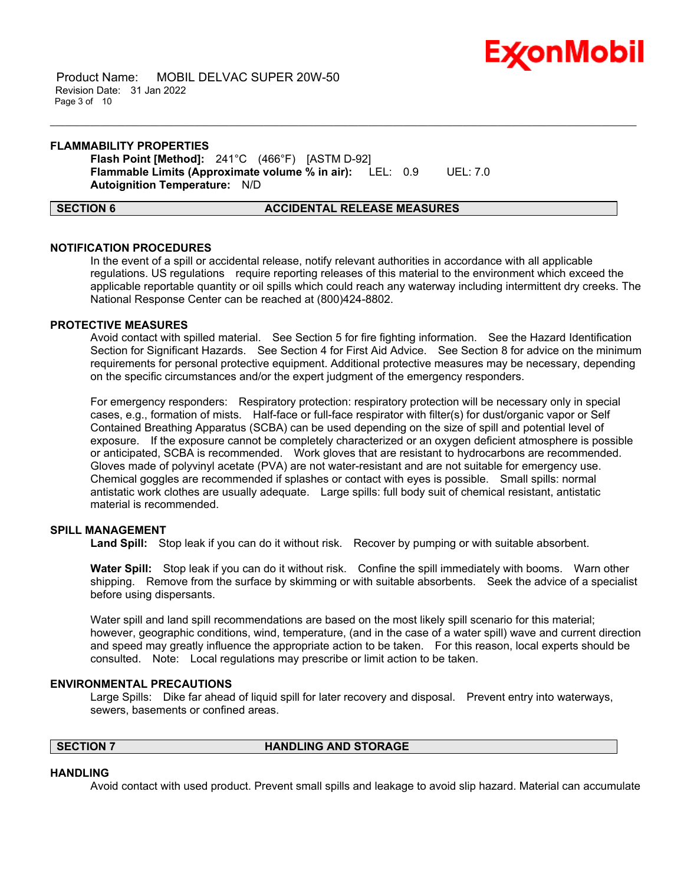### FLAMMABILITY PROPERTIES

**Flash Point [Method]:** 241°C (466°F) [ASTM D-92]
**Flammable Limits (Approximate volume % in air):** LEL: 0.9 UEL: 7.0
**Autoignition Temperature:** N/D

## SECTION 6 ACCIDENTAL RELEASE MEASURES

### NOTIFICATION PROCEDURES

In the event of a spill or accidental release, notify relevant authorities in accordance with all applicable regulations. US regulations require reporting releases of this material to the environment which exceed the applicable reportable quantity or oil spills which could reach any waterway including intermittent dry creeks. The National Response Center can be reached at (800)424-8802.

### PROTECTIVE MEASURES

Avoid contact with spilled material. See Section 5 for fire fighting information. See the Hazard Identification Section for Significant Hazards. See Section 4 for First Aid Advice. See Section 8 for advice on the minimum requirements for personal protective equipment. Additional protective measures may be necessary, depending on the specific circumstances and/or the expert judgment of the emergency responders.

For emergency responders: Respiratory protection: respiratory protection will be necessary only in special cases, e.g., formation of mists. Half-face or full-face respirator with filter(s) for dust/organic vapor or Self Contained Breathing Apparatus (SCBA) can be used depending on the size of spill and potential level of exposure. If the exposure cannot be completely characterized or an oxygen deficient atmosphere is possible or anticipated, SCBA is recommended. Work gloves that are resistant to hydrocarbons are recommended. Gloves made of polyvinyl acetate (PVA) are not water-resistant and are not suitable for emergency use. Chemical goggles are recommended if splashes or contact with eyes is possible. Small spills: normal antistatic work clothes are usually adequate. Large spills: full body suit of chemical resistant, antistatic material is recommended.

### SPILL MANAGEMENT

**Land Spill:** Stop leak if you can do it without risk. Recover by pumping or with suitable absorbent.

**Water Spill:** Stop leak if you can do it without risk. Confine the spill immediately with booms. Warn other shipping. Remove from the surface by skimming or with suitable absorbents. Seek the advice of a specialist before using dispersants.

Water spill and land spill recommendations are based on the most likely spill scenario for this material; however, geographic conditions, wind, temperature, (and in the case of a water spill) wave and current direction and speed may greatly influence the appropriate action to be taken. For this reason, local experts should be consulted. Note: Local regulations may prescribe or limit action to be taken.

### ENVIRONMENTAL PRECAUTIONS

Large Spills: Dike far ahead of liquid spill for later recovery and disposal. Prevent entry into waterways, sewers, basements or confined areas.

## SECTION 7 HANDLING AND STORAGE

### HANDLING

Avoid contact with used product. Prevent small spills and leakage to avoid slip hazard. Material can accumulate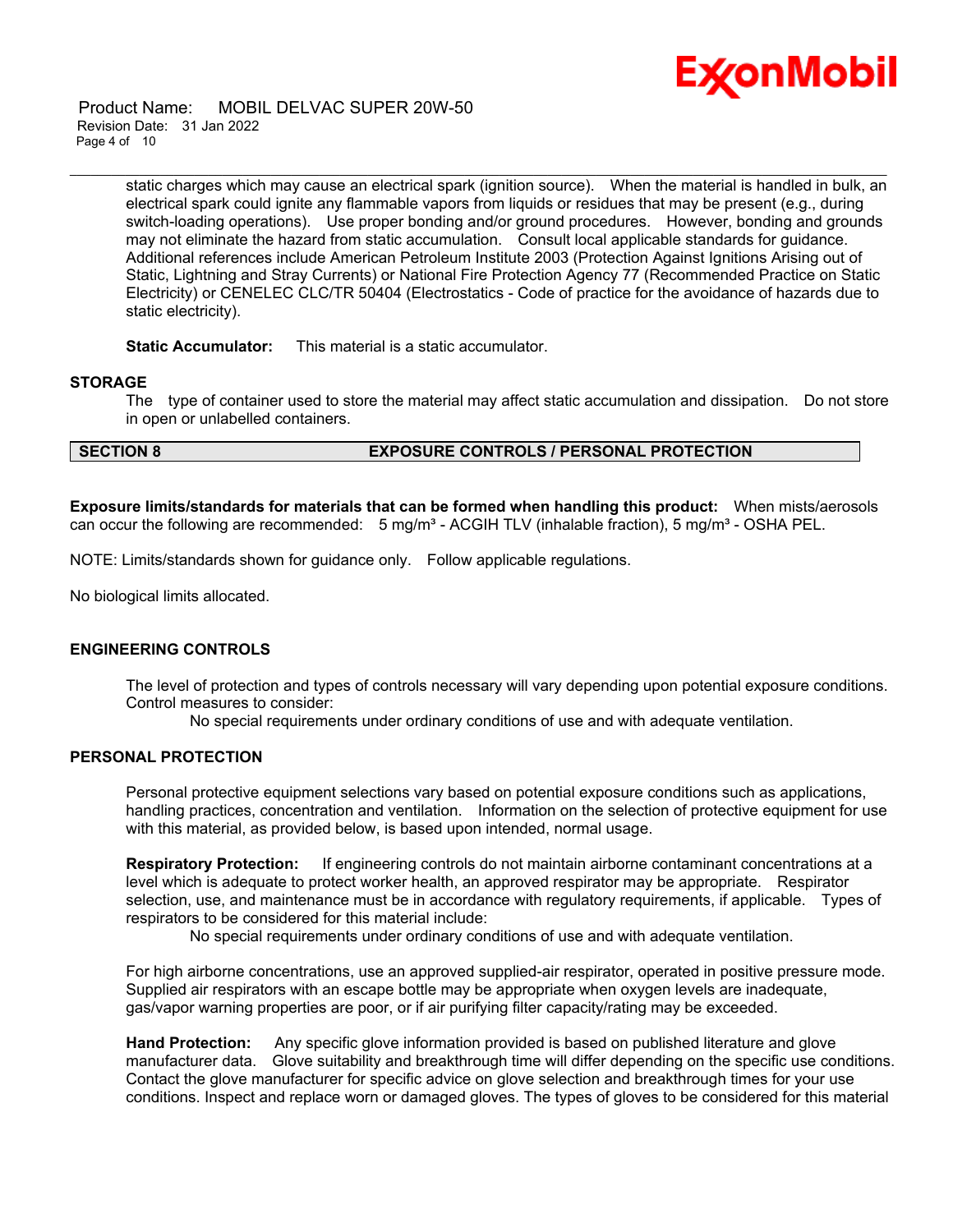static charges which may cause an electrical spark (ignition source). When the material is handled in bulk, an electrical spark could ignite any flammable vapors from liquids or residues that may be present (e.g., during switch-loading operations). Use proper bonding and/or ground procedures. However, bonding and grounds may not eliminate the hazard from static accumulation. Consult local applicable standards for guidance. Additional references include American Petroleum Institute 2003 (Protection Against Ignitions Arising out of Static, Lightning and Stray Currents) or National Fire Protection Agency 77 (Recommended Practice on Static Electricity) or CENELEC CLC/TR 50404 (Electrostatics - Code of practice for the avoidance of hazards due to static electricity).

**Static Accumulator:** This material is a static accumulator.

### STORAGE

The type of container used to store the material may affect static accumulation and dissipation. Do not store in open or unlabelled containers.

## SECTION 8 EXPOSURE CONTROLS / PERSONAL PROTECTION

**Exposure limits/standards for materials that can be formed when handling this product:** When mists/aerosols can occur the following are recommended: 5 mg/m³ - ACGIH TLV (inhalable fraction), 5 mg/m³ - OSHA PEL.

NOTE: Limits/standards shown for guidance only. Follow applicable regulations.

No biological limits allocated.

### ENGINEERING CONTROLS

The level of protection and types of controls necessary will vary depending upon potential exposure conditions. Control measures to consider:

No special requirements under ordinary conditions of use and with adequate ventilation.

### PERSONAL PROTECTION

Personal protective equipment selections vary based on potential exposure conditions such as applications, handling practices, concentration and ventilation. Information on the selection of protective equipment for use with this material, as provided below, is based upon intended, normal usage.

**Respiratory Protection:** If engineering controls do not maintain airborne contaminant concentrations at a level which is adequate to protect worker health, an approved respirator may be appropriate. Respirator selection, use, and maintenance must be in accordance with regulatory requirements, if applicable. Types of respirators to be considered for this material include:

No special requirements under ordinary conditions of use and with adequate ventilation.

For high airborne concentrations, use an approved supplied-air respirator, operated in positive pressure mode. Supplied air respirators with an escape bottle may be appropriate when oxygen levels are inadequate, gas/vapor warning properties are poor, or if air purifying filter capacity/rating may be exceeded.

**Hand Protection:** Any specific glove information provided is based on published literature and glove manufacturer data. Glove suitability and breakthrough time will differ depending on the specific use conditions. Contact the glove manufacturer for specific advice on glove selection and breakthrough times for your use conditions. Inspect and replace worn or damaged gloves. The types of gloves to be considered for this material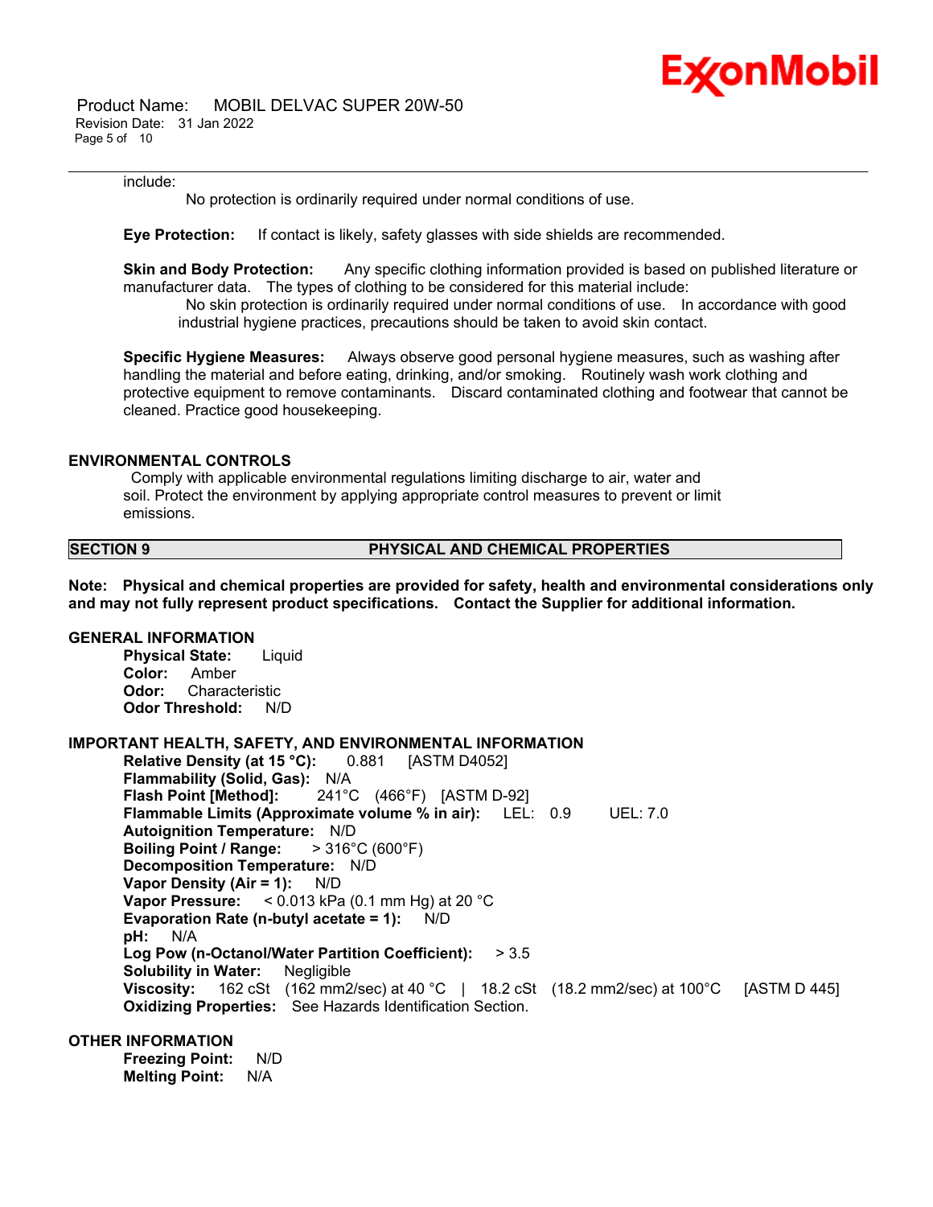include:

No protection is ordinarily required under normal conditions of use.

**Eye Protection:** If contact is likely, safety glasses with side shields are recommended.

**Skin and Body Protection:** Any specific clothing information provided is based on published literature or manufacturer data. The types of clothing to be considered for this material include:

No skin protection is ordinarily required under normal conditions of use. In accordance with good industrial hygiene practices, precautions should be taken to avoid skin contact.

**Specific Hygiene Measures:** Always observe good personal hygiene measures, such as washing after handling the material and before eating, drinking, and/or smoking. Routinely wash work clothing and protective equipment to remove contaminants. Discard contaminated clothing and footwear that cannot be cleaned. Practice good housekeeping.

### ENVIRONMENTAL CONTROLS

Comply with applicable environmental regulations limiting discharge to air, water and soil. Protect the environment by applying appropriate control measures to prevent or limit emissions.

## SECTION 9 PHYSICAL AND CHEMICAL PROPERTIES

**Note: Physical and chemical properties are provided for safety, health and environmental considerations only and may not fully represent product specifications. Contact the Supplier for additional information.**

### GENERAL INFORMATION

**Physical State:** Liquid
**Color:** Amber
**Odor:** Characteristic
**Odor Threshold:** N/D

### IMPORTANT HEALTH, SAFETY, AND ENVIRONMENTAL INFORMATION

**Relative Density (at 15 °C):** 0.881 [ASTM D4052]
**Flammability (Solid, Gas):** N/A
**Flash Point [Method]:** 241°C (466°F) [ASTM D-92]
**Flammable Limits (Approximate volume % in air):** LEL: 0.9 UEL: 7.0
**Autoignition Temperature:** N/D
**Boiling Point / Range:** > 316°C (600°F)
**Decomposition Temperature:** N/D
**Vapor Density (Air = 1):** N/D
**Vapor Pressure:** < 0.013 kPa (0.1 mm Hg) at 20 °C
**Evaporation Rate (n-butyl acetate = 1):** N/D
**pH:** N/A
**Log Pow (n-Octanol/Water Partition Coefficient):** > 3.5
**Solubility in Water:** Negligible
**Viscosity:** 162 cSt (162 mm2/sec) at 40 °C | 18.2 cSt (18.2 mm2/sec) at 100°C [ASTM D 445]
**Oxidizing Properties:** See Hazards Identification Section.

### OTHER INFORMATION

**Freezing Point:** N/D
**Melting Point:** N/A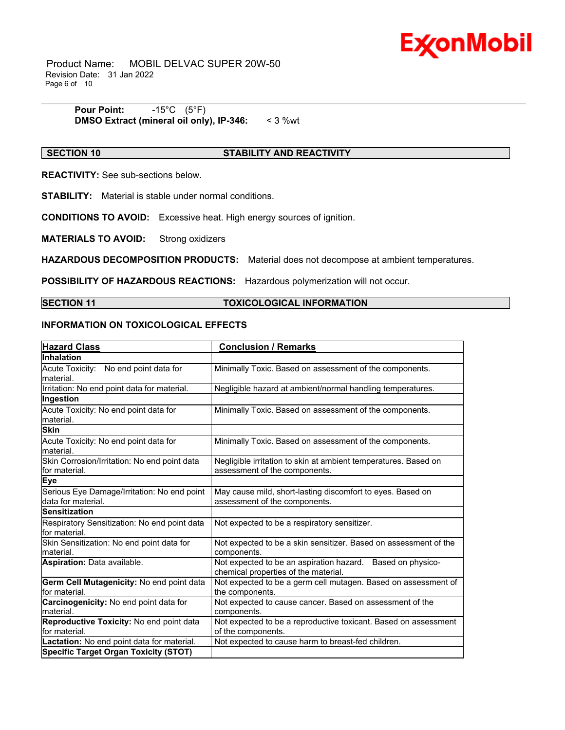**Pour Point:** -15°C (5°F)
**DMSO Extract (mineral oil only), IP-346:** < 3 %wt

## SECTION 10 STABILITY AND REACTIVITY

**REACTIVITY:** See sub-sections below.

**STABILITY:** Material is stable under normal conditions.

**CONDITIONS TO AVOID:** Excessive heat. High energy sources of ignition.

**MATERIALS TO AVOID:** Strong oxidizers

**HAZARDOUS DECOMPOSITION PRODUCTS:** Material does not decompose at ambient temperatures.

**POSSIBILITY OF HAZARDOUS REACTIONS:** Hazardous polymerization will not occur.

## SECTION 11 TOXICOLOGICAL INFORMATION

### INFORMATION ON TOXICOLOGICAL EFFECTS

| Hazard Class | Conclusion / Remarks |
|---|---|
| **Inhalation** | |
| Acute Toxicity: No end point data for material. | Minimally Toxic. Based on assessment of the components. |
| Irritation: No end point data for material. | Negligible hazard at ambient/normal handling temperatures. |
| **Ingestion** | |
| Acute Toxicity: No end point data for material. | Minimally Toxic. Based on assessment of the components. |
| **Skin** | |
| Acute Toxicity: No end point data for material. | Minimally Toxic. Based on assessment of the components. |
| Skin Corrosion/Irritation: No end point data for material. | Negligible irritation to skin at ambient temperatures. Based on assessment of the components. |
| **Eye** | |
| Serious Eye Damage/Irritation: No end point data for material. | May cause mild, short-lasting discomfort to eyes. Based on assessment of the components. |
| **Sensitization** | |
| Respiratory Sensitization: No end point data for material. | Not expected to be a respiratory sensitizer. |
| Skin Sensitization: No end point data for material. | Not expected to be a skin sensitizer. Based on assessment of the components. |
| **Aspiration:** Data available. | Not expected to be an aspiration hazard. Based on physico-chemical properties of the material. |
| **Germ Cell Mutagenicity:** No end point data for material. | Not expected to be a germ cell mutagen. Based on assessment of the components. |
| **Carcinogenicity:** No end point data for material. | Not expected to cause cancer. Based on assessment of the components. |
| **Reproductive Toxicity:** No end point data for material. | Not expected to be a reproductive toxicant. Based on assessment of the components. |
| **Lactation:** No end point data for material. | Not expected to cause harm to breast-fed children. |
| **Specific Target Organ Toxicity (STOT)** | |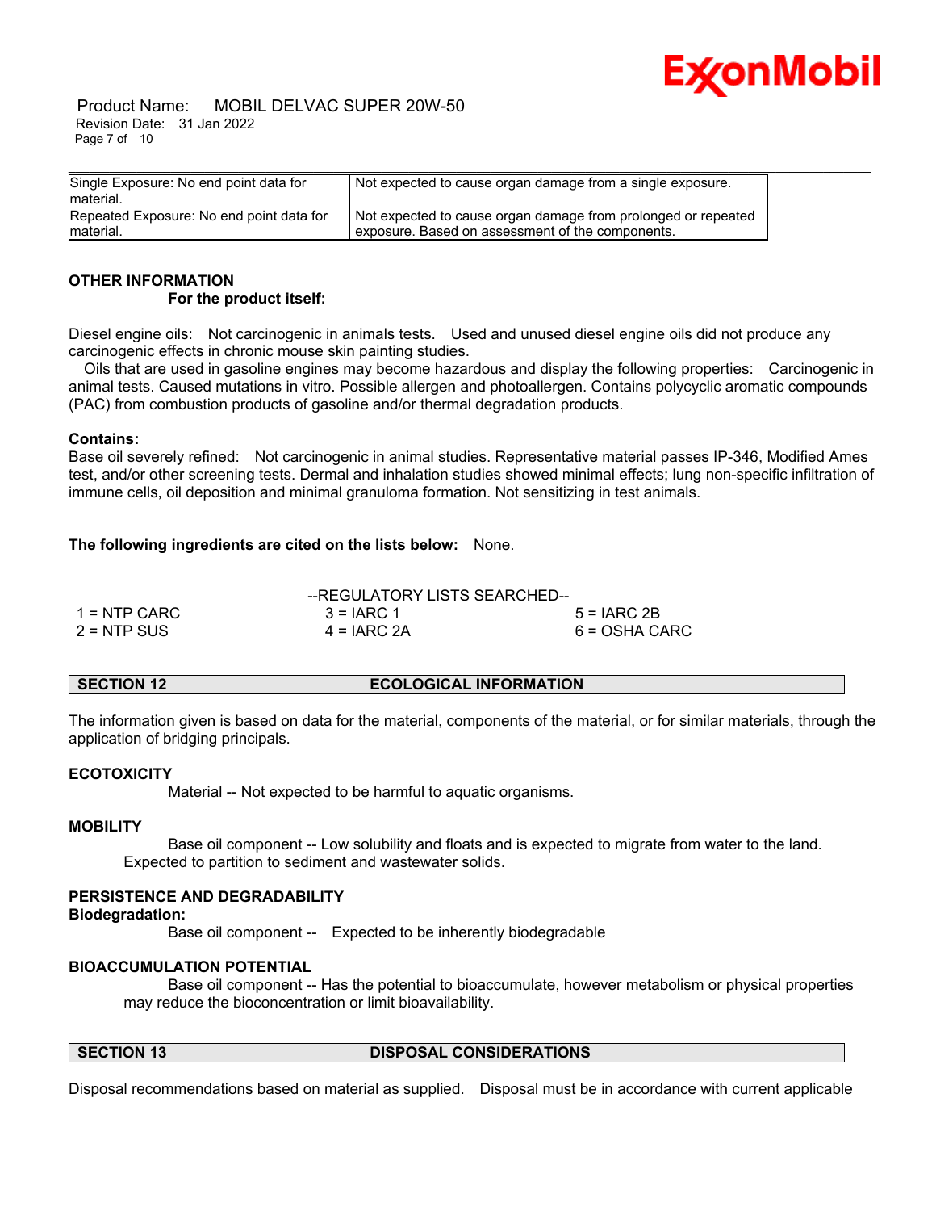| Single Exposure: No end point data for material. | Not expected to cause organ damage from a single exposure. |
|---|---|
| Repeated Exposure: No end point data for material. | Not expected to cause organ damage from prolonged or repeated exposure. Based on assessment of the components. |

**OTHER INFORMATION**

**For the product itself:**

Diesel engine oils: Not carcinogenic in animals tests. Used and unused diesel engine oils did not produce any carcinogenic effects in chronic mouse skin painting studies.

Oils that are used in gasoline engines may become hazardous and display the following properties: Carcinogenic in animal tests. Caused mutations in vitro. Possible allergen and photoallergen. Contains polycyclic aromatic compounds (PAC) from combustion products of gasoline and/or thermal degradation products.

**Contains:**

Base oil severely refined: Not carcinogenic in animal studies. Representative material passes IP-346, Modified Ames test, and/or other screening tests. Dermal and inhalation studies showed minimal effects; lung non-specific infiltration of immune cells, oil deposition and minimal granuloma formation. Not sensitizing in test animals.

**The following ingredients are cited on the lists below:** None.

--REGULATORY LISTS SEARCHED--

| | | |
|---|---|---|
| 1 = NTP CARC | 3 = IARC 1 | 5 = IARC 2B |
| 2 = NTP SUS | 4 = IARC 2A | 6 = OSHA CARC |

## SECTION 12 ECOLOGICAL INFORMATION

The information given is based on data for the material, components of the material, or for similar materials, through the application of bridging principals.

**ECOTOXICITY**

Material -- Not expected to be harmful to aquatic organisms.

**MOBILITY**

Base oil component -- Low solubility and floats and is expected to migrate from water to the land. Expected to partition to sediment and wastewater solids.

**PERSISTENCE AND DEGRADABILITY**

**Biodegradation:**

Base oil component -- Expected to be inherently biodegradable

**BIOACCUMULATION POTENTIAL**

Base oil component -- Has the potential to bioaccumulate, however metabolism or physical properties may reduce the bioconcentration or limit bioavailability.

## SECTION 13 DISPOSAL CONSIDERATIONS

Disposal recommendations based on material as supplied. Disposal must be in accordance with current applicable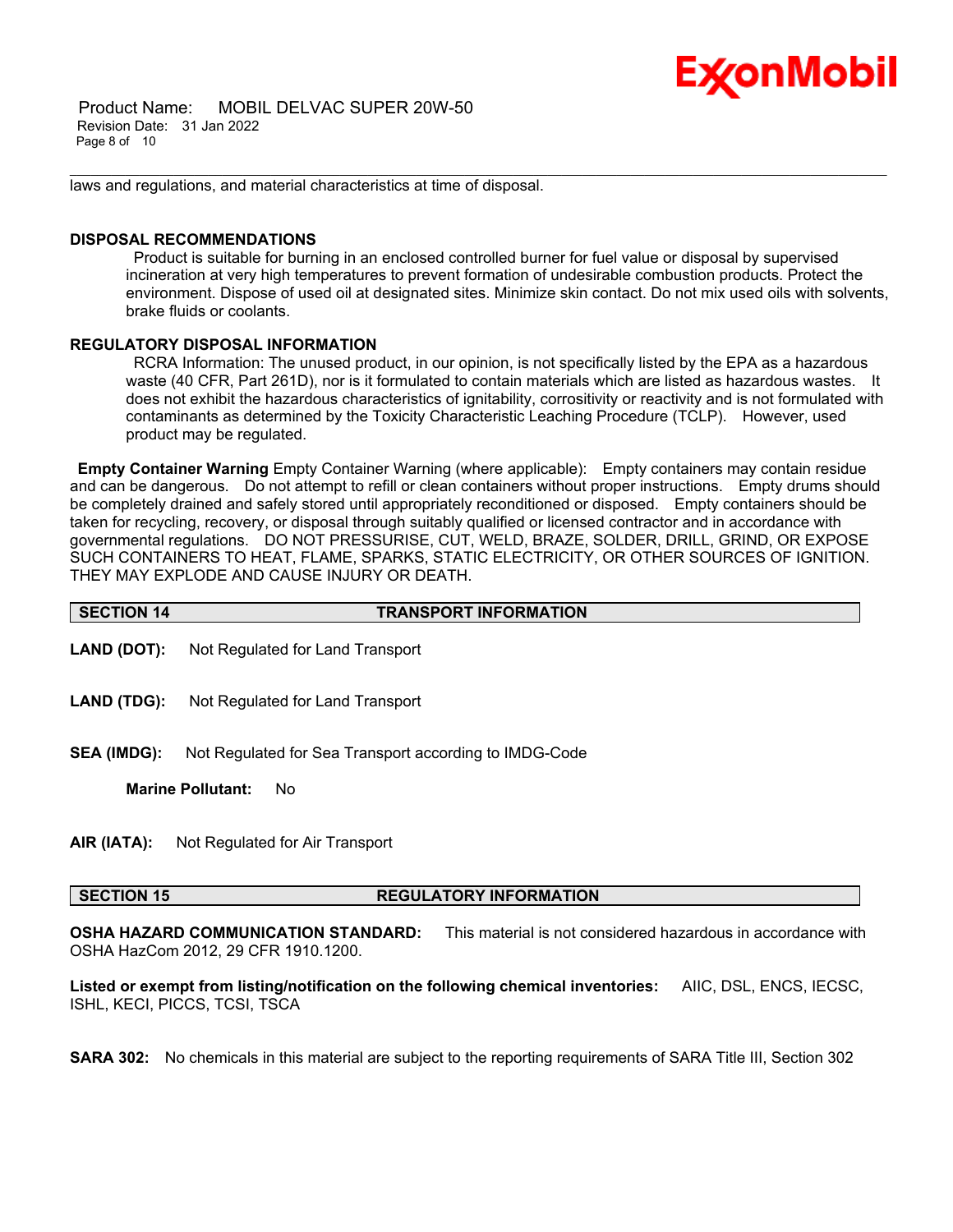laws and regulations, and material characteristics at time of disposal.

**DISPOSAL RECOMMENDATIONS**

Product is suitable for burning in an enclosed controlled burner for fuel value or disposal by supervised incineration at very high temperatures to prevent formation of undesirable combustion products. Protect the environment. Dispose of used oil at designated sites. Minimize skin contact. Do not mix used oils with solvents, brake fluids or coolants.

**REGULATORY DISPOSAL INFORMATION**

RCRA Information: The unused product, in our opinion, is not specifically listed by the EPA as a hazardous waste (40 CFR, Part 261D), nor is it formulated to contain materials which are listed as hazardous wastes. It does not exhibit the hazardous characteristics of ignitability, corrositivity or reactivity and is not formulated with contaminants as determined by the Toxicity Characteristic Leaching Procedure (TCLP). However, used product may be regulated.

**Empty Container Warning** Empty Container Warning (where applicable): Empty containers may contain residue and can be dangerous. Do not attempt to refill or clean containers without proper instructions. Empty drums should be completely drained and safely stored until appropriately reconditioned or disposed. Empty containers should be taken for recycling, recovery, or disposal through suitably qualified or licensed contractor and in accordance with governmental regulations. DO NOT PRESSURISE, CUT, WELD, BRAZE, SOLDER, DRILL, GRIND, OR EXPOSE SUCH CONTAINERS TO HEAT, FLAME, SPARKS, STATIC ELECTRICITY, OR OTHER SOURCES OF IGNITION. THEY MAY EXPLODE AND CAUSE INJURY OR DEATH.

## SECTION 14 TRANSPORT INFORMATION

**LAND (DOT):** Not Regulated for Land Transport

**LAND (TDG):** Not Regulated for Land Transport

**SEA (IMDG):** Not Regulated for Sea Transport according to IMDG-Code

**Marine Pollutant:** No

**AIR (IATA):** Not Regulated for Air Transport

## SECTION 15 REGULATORY INFORMATION

**OSHA HAZARD COMMUNICATION STANDARD:** This material is not considered hazardous in accordance with OSHA HazCom 2012, 29 CFR 1910.1200.

**Listed or exempt from listing/notification on the following chemical inventories:** AIIC, DSL, ENCS, IECSC, ISHL, KECI, PICCS, TCSI, TSCA

**SARA 302:** No chemicals in this material are subject to the reporting requirements of SARA Title III, Section 302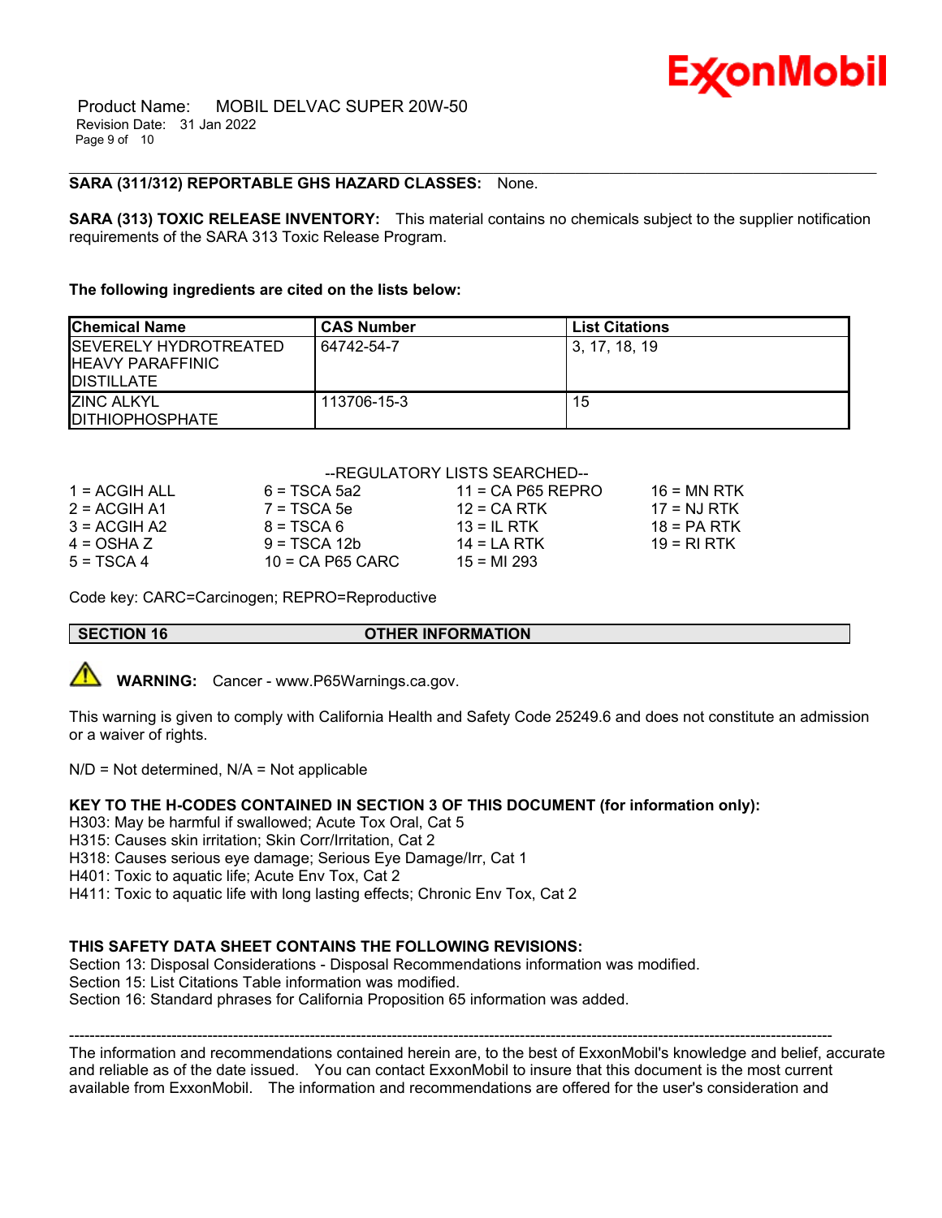**SARA (311/312) REPORTABLE GHS HAZARD CLASSES:** None.

**SARA (313) TOXIC RELEASE INVENTORY:** This material contains no chemicals subject to the supplier notification requirements of the SARA 313 Toxic Release Program.

**The following ingredients are cited on the lists below:**

| Chemical Name | CAS Number | List Citations |
|---|---|---|
| SEVERELY HYDROTREATED HEAVY PARAFFINIC DISTILLATE | 64742-54-7 | 3, 17, 18, 19 |
| ZINC ALKYL DITHIOPHOSPHATE | 113706-15-3 | 15 |

--REGULATORY LISTS SEARCHED--

| | | | |
|---|---|---|---|
| 1 = ACGIH ALL | 6 = TSCA 5a2 | 11 = CA P65 REPRO | 16 = MN RTK |
| 2 = ACGIH A1 | 7 = TSCA 5e | 12 = CA RTK | 17 = NJ RTK |
| 3 = ACGIH A2 | 8 = TSCA 6 | 13 = IL RTK | 18 = PA RTK |
| 4 = OSHA Z | 9 = TSCA 12b | 14 = LA RTK | 19 = RI RTK |
| 5 = TSCA 4 | 10 = CA P65 CARC | 15 = MI 293 | |

Code key: CARC=Carcinogen; REPRO=Reproductive

## SECTION 16 OTHER INFORMATION

**WARNING:** Cancer - www.P65Warnings.ca.gov.

This warning is given to comply with California Health and Safety Code 25249.6 and does not constitute an admission or a waiver of rights.

N/D = Not determined, N/A = Not applicable

**KEY TO THE H-CODES CONTAINED IN SECTION 3 OF THIS DOCUMENT (for information only):**

H303: May be harmful if swallowed; Acute Tox Oral, Cat 5
H315: Causes skin irritation; Skin Corr/Irritation, Cat 2
H318: Causes serious eye damage; Serious Eye Damage/Irr, Cat 1
H401: Toxic to aquatic life; Acute Env Tox, Cat 2
H411: Toxic to aquatic life with long lasting effects; Chronic Env Tox, Cat 2

**THIS SAFETY DATA SHEET CONTAINS THE FOLLOWING REVISIONS:**

Section 13: Disposal Considerations - Disposal Recommendations information was modified.
Section 15: List Citations Table information was modified.
Section 16: Standard phrases for California Proposition 65 information was added.

---

The information and recommendations contained herein are, to the best of ExxonMobil's knowledge and belief, accurate and reliable as of the date issued. You can contact ExxonMobil to insure that this document is the most current available from ExxonMobil. The information and recommendations are offered for the user's consideration and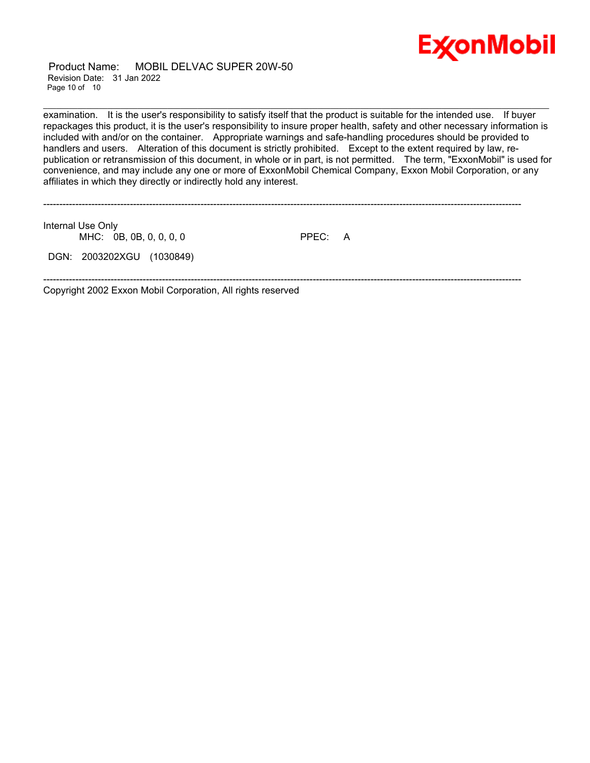examination. It is the user's responsibility to satisfy itself that the product is suitable for the intended use. If buyer repackages this product, it is the user's responsibility to insure proper health, safety and other necessary information is included with and/or on the container. Appropriate warnings and safe-handling procedures should be provided to handlers and users. Alteration of this document is strictly prohibited. Except to the extent required by law, re-publication or retransmission of this document, in whole or in part, is not permitted. The term, "ExxonMobil" is used for convenience, and may include any one or more of ExxonMobil Chemical Company, Exxon Mobil Corporation, or any affiliates in which they directly or indirectly hold any interest.

---

Internal Use Only

MHC: 0B, 0B, 0, 0, 0, 0 PPEC: A

DGN: 2003202XGU (1030849)

---

Copyright 2002 Exxon Mobil Corporation, All rights reserved